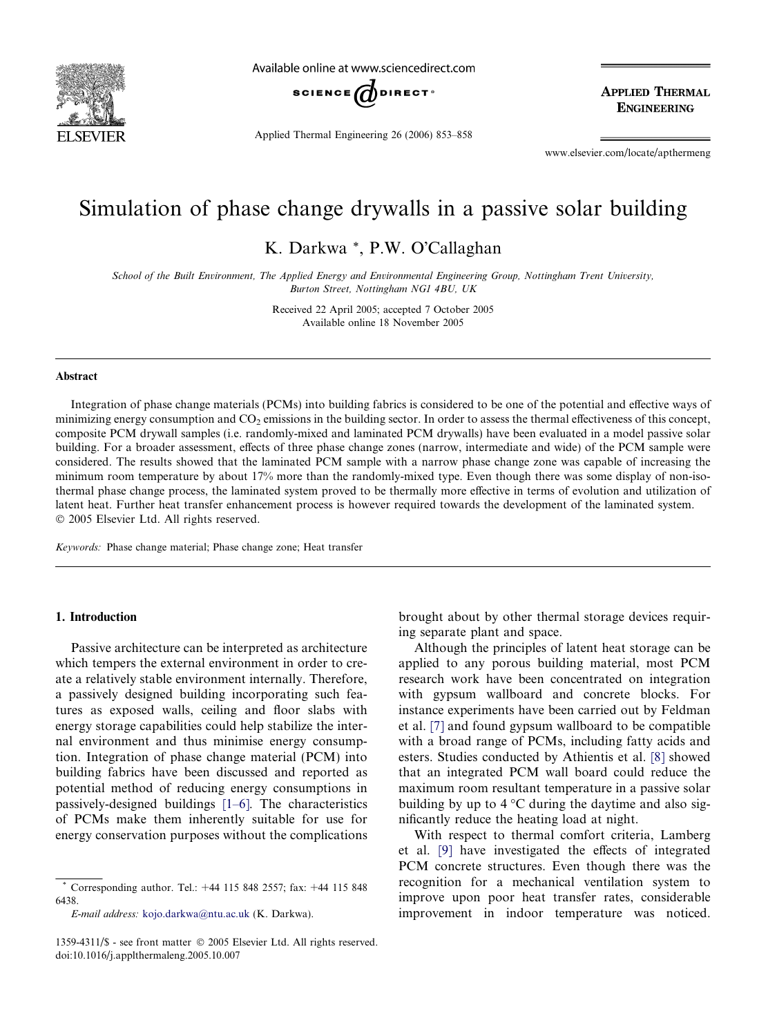# Simulation of phase change drywalls in a passive solar building

K. Darkwa *, P.W. O'Callaghan

*School of the Built Environment, The Applied Energy and Environmental Engineering Group, Nottingham Trent University, Burton Street, Nottingham NG1 4BU, UK*

Received 22 April 2005; accepted 7 October 2005
Available online 18 November 2005

## Abstract

Integration of phase change materials (PCMs) into building fabrics is considered to be one of the potential and effective ways of minimizing energy consumption and $CO_2$ emissions in the building sector. In order to assess the thermal effectiveness of this concept, composite PCM drywall samples (i.e. randomly-mixed and laminated PCM drywalls) have been evaluated in a model passive solar building. For a broader assessment, effects of three phase change zones (narrow, intermediate and wide) of the PCM sample were considered. The results showed that the laminated PCM sample with a narrow phase change zone was capable of increasing the minimum room temperature by about 17% more than the randomly-mixed type. Even though there was some display of non-isothermal phase change process, the laminated system proved to be thermally more effective in terms of evolution and utilization of latent heat. Further heat transfer enhancement process is however required towards the development of the laminated system.
© 2005 Elsevier Ltd. All rights reserved.

*Keywords:* Phase change material; Phase change zone; Heat transfer

## 1. Introduction

Passive architecture can be interpreted as architecture which tempers the external environment in order to create a relatively stable environment internally. Therefore, a passively designed building incorporating such features as exposed walls, ceiling and floor slabs with energy storage capabilities could help stabilize the internal environment and thus minimise energy consumption. Integration of phase change material (PCM) into building fabrics have been discussed and reported as potential method of reducing energy consumptions in passively-designed buildings [1–6]. The characteristics of PCMs make them inherently suitable for use for energy conservation purposes without the complications brought about by other thermal storage devices requiring separate plant and space.

Although the principles of latent heat storage can be applied to any porous building material, most PCM research work have been concentrated on integration with gypsum wallboard and concrete blocks. For instance experiments have been carried out by Feldman et al. [7] and found gypsum wallboard to be compatible with a broad range of PCMs, including fatty acids and esters. Studies conducted by Athientis et al. [8] showed that an integrated PCM wall board could reduce the maximum room resultant temperature in a passive solar building by up to 4 °C during the daytime and also significantly reduce the heating load at night.

With respect to thermal comfort criteria, Lamberg et al. [9] have investigated the effects of integrated PCM concrete structures. Even though there was the recognition for a mechanical ventilation system to improve upon poor heat transfer rates, considerable improvement in indoor temperature was noticed.

* Corresponding author. Tel.: +44 115 848 2557; fax: +44 115 848 6438.
*E-mail address:* kojo.darkwa@ntu.ac.uk (K. Darkwa).

1359-4311/$ - see front matter © 2005 Elsevier Ltd. All rights reserved.
doi:10.1016/j.applthermaleng.2005.10.007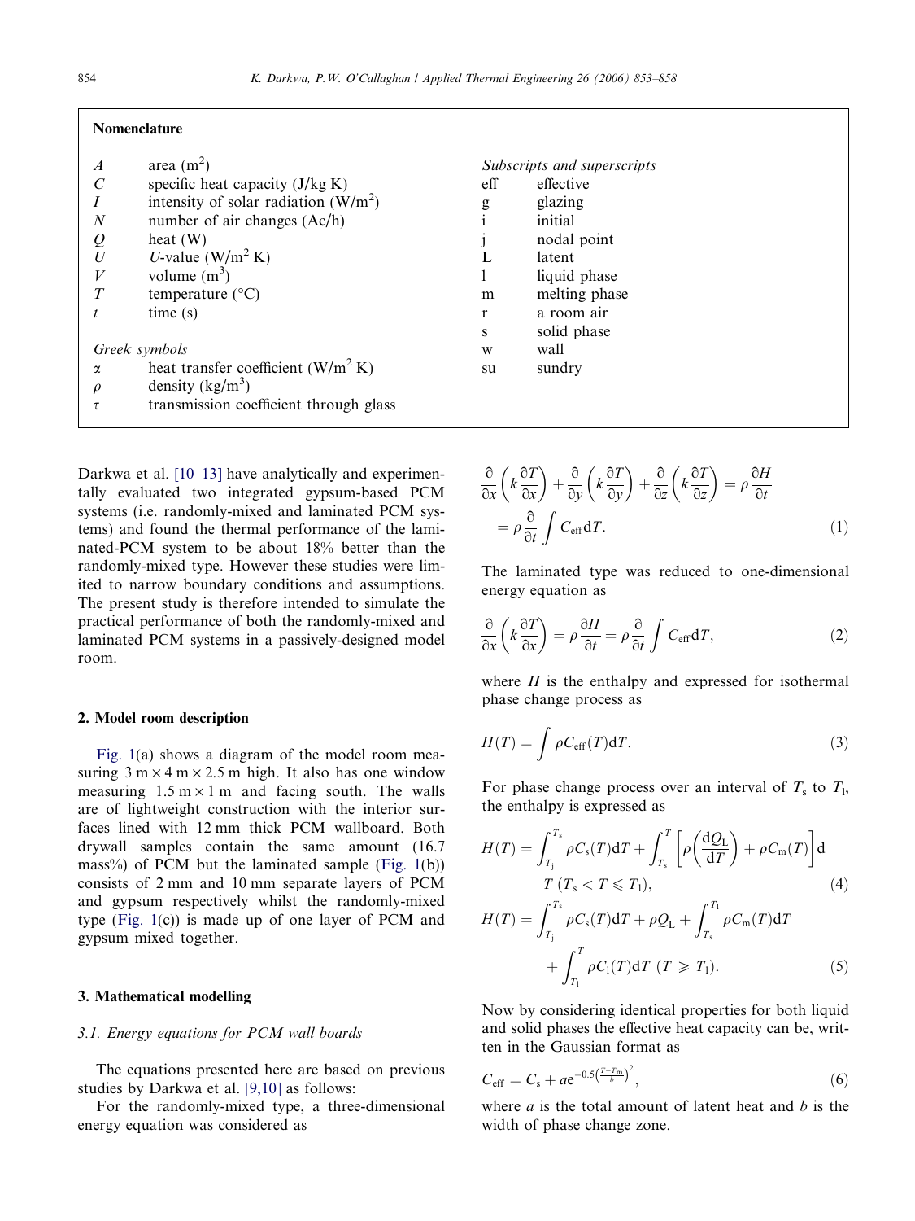## Nomenclature

| | |
|---|---|
| $A$ | area ($m^2$) |
| $C$ | specific heat capacity (J/kg K) |
| $I$ | intensity of solar radiation ($W/m^2$) |
| $N$ | number of air changes (Ac/h) |
| $Q$ | heat (W) |
| $U$ | *U*-value ($W/m^2$ K) |
| $V$ | volume ($m^3$) |
| $T$ | temperature (°C) |
| $t$ | time (s) |

*Greek symbols*

| | |
|---|---|
| $\alpha$ | heat transfer coefficient ($W/m^2$ K) |
| $\rho$ | density ($kg/m^3$) |
| $\tau$ | transmission coefficient through glass |

*Subscripts and superscripts*

| | |
|---|---|
| eff | effective |
| g | glazing |
| i | initial |
| j | nodal point |
| L | latent |
| l | liquid phase |
| m | melting phase |
| r | a room air |
| s | solid phase |
| w | wall |
| su | sundry |

Darkwa et al. [10–13] have analytically and experimentally evaluated two integrated gypsum-based PCM systems (i.e. randomly-mixed and laminated PCM systems) and found the thermal performance of the laminated-PCM system to be about 18% better than the randomly-mixed type. However these studies were limited to narrow boundary conditions and assumptions. The present study is therefore intended to simulate the practical performance of both the randomly-mixed and laminated PCM systems in a passively-designed model room.

## 2. Model room description

Fig. 1(a) shows a diagram of the model room measuring 3 m × 4 m × 2.5 m high. It also has one window measuring 1.5 m × 1 m and facing south. The walls are of lightweight construction with the interior surfaces lined with 12 mm thick PCM wallboard. Both drywall samples contain the same amount (16.7 mass%) of PCM but the laminated sample (Fig. 1(b)) consists of 2 mm and 10 mm separate layers of PCM and gypsum respectively whilst the randomly-mixed type (Fig. 1(c)) is made up of one layer of PCM and gypsum mixed together.

## 3. Mathematical modelling

### 3.1. Energy equations for PCM wall boards

The equations presented here are based on previous studies by Darkwa et al. [9,10] as follows:

For the randomly-mixed type, a three-dimensional energy equation was considered as

$$\frac{\partial}{\partial x}\left(k\frac{\partial T}{\partial x}\right)+\frac{\partial}{\partial y}\left(k\frac{\partial T}{\partial y}\right)+\frac{\partial}{\partial z}\left(k\frac{\partial T}{\partial z}\right)=\rho\frac{\partial H}{\partial t}=\rho\frac{\partial}{\partial t}\int C_{\text{eff}}\mathrm{d}T. \tag{1}$$

The laminated type was reduced to one-dimensional energy equation as

$$\frac{\partial}{\partial x}\left(k\frac{\partial T}{\partial x}\right)=\rho\frac{\partial H}{\partial t}=\rho\frac{\partial}{\partial t}\int C_{\text{eff}}\mathrm{d}T, \tag{2}$$

where $H$ is the enthalpy and expressed for isothermal phase change process as

$$H(T)=\int \rho C_{\text{eff}}(T)\mathrm{d}T. \tag{3}$$

For phase change process over an interval of $T_{\text{s}}$ to $T_{\text{l}}$, the enthalpy is expressed as

$$H(T)=\int_{T_{\text{j}}}^{T_{\text{s}}}\rho C_{\text{s}}(T)\mathrm{d}T+\int_{T_{\text{s}}}^{T}\left[\rho\left(\frac{\mathrm{d}Q_{\text{L}}}{\mathrm{d}T}\right)+\rho C_{\text{m}}(T)\right]\mathrm{d}T\ (T_{\text{s}}<T\leqslant T_{\text{l}}), \tag{4}$$

$$H(T)=\int_{T_{\text{j}}}^{T_{\text{s}}}\rho C_{\text{s}}(T)\mathrm{d}T+\rho Q_{\text{L}}+\int_{T_{\text{s}}}^{T_{\text{l}}}\rho C_{\text{m}}(T)\mathrm{d}T+\int_{T_{\text{l}}}^{T}\rho C_{\text{l}}(T)\mathrm{d}T\ (T\geqslant T_{\text{l}}). \tag{5}$$

Now by considering identical properties for both liquid and solid phases the effective heat capacity can be, written in the Gaussian format as

$$C_{\text{eff}}=C_{\text{s}}+a\mathrm{e}^{-0.5\left(\frac{T-T_{\text{m}}}{b}\right)^2}, \tag{6}$$

where $a$ is the total amount of latent heat and $b$ is the width of phase change zone.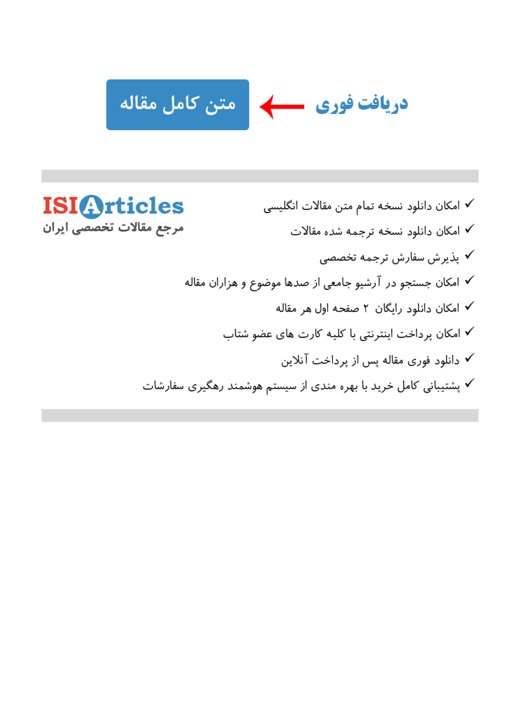دریافت فوری ← متن کامل مقاله

**ISIArticles**
مرجع مقالات تخصصی ایران

- ✓ امکان دانلود نسخه تمام متن مقالات انگلیسی
- ✓ امکان دانلود نسخه ترجمه شده مقالات
- ✓ پذیرش سفارش ترجمه تخصصی
- ✓ امکان جستجو در آرشیو جامعی از صدها موضوع و هزاران مقاله
- ✓ امکان دانلود رایگان ۲ صفحه اول هر مقاله
- ✓ امکان پرداخت اینترنتی با کلیه کارت های عضو شتاب
- ✓ دانلود فوری مقاله پس از پرداخت آنلاین
- ✓ پشتیبانی کامل خرید با بهره مندی از سیستم هوشمند رهگیری سفارشات